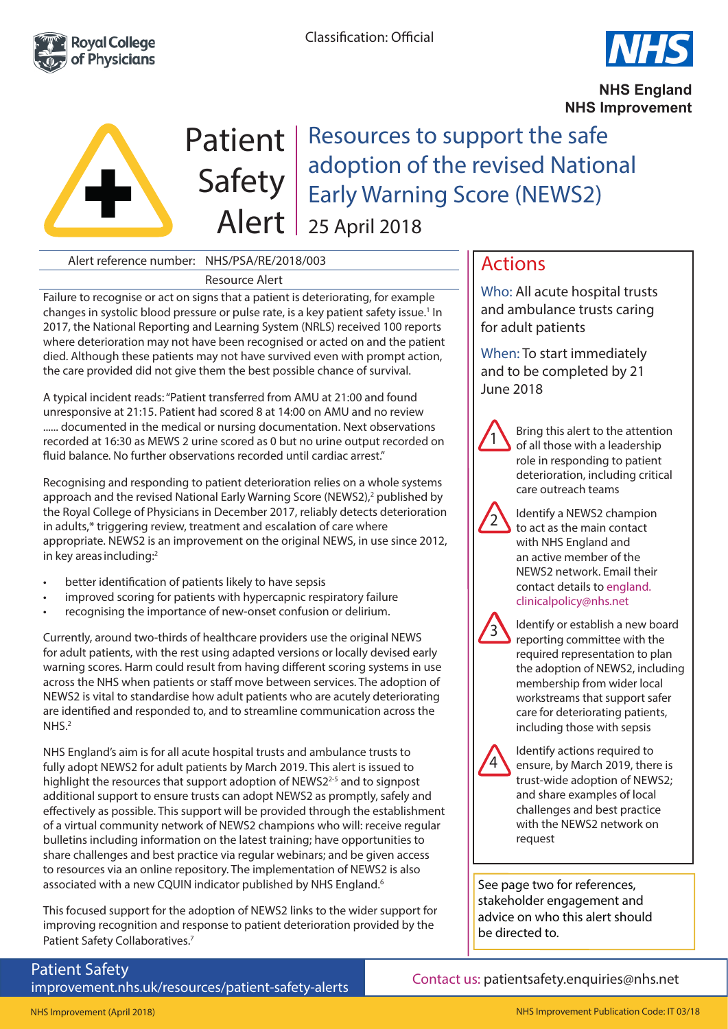Classification: Official

Royal College of Physicians

NHS England
NHS Improvement

# Patient Safety Alert

## Resources to support the safe adoption of the revised National Early Warning Score (NEWS2)

25 April 2018

Alert reference number: NHS/PSA/RE/2018/003

Resource Alert

Failure to recognise or act on signs that a patient is deteriorating, for example changes in systolic blood pressure or pulse rate, is a key patient safety issue.[1] In 2017, the National Reporting and Learning System (NRLS) received 100 reports where deterioration may not have been recognised or acted on and the patient died. Although these patients may not have survived even with prompt action, the care provided did not give them the best possible chance of survival.

A typical incident reads: "Patient transferred from AMU at 21:00 and found unresponsive at 21:15. Patient had scored 8 at 14:00 on AMU and no review ...... documented in the medical or nursing documentation. Next observations recorded at 16:30 as MEWS 2 urine scored as 0 but no urine output recorded on fluid balance. No further observations recorded until cardiac arrest."

Recognising and responding to patient deterioration relies on a whole systems approach and the revised National Early Warning Score (NEWS2),[2] published by the Royal College of Physicians in December 2017, reliably detects deterioration in adults,* triggering review, treatment and escalation of care where appropriate. NEWS2 is an improvement on the original NEWS, in use since 2012, in key areas including:[2]

- better identification of patients likely to have sepsis
- improved scoring for patients with hypercapnic respiratory failure
- recognising the importance of new-onset confusion or delirium.

Currently, around two-thirds of healthcare providers use the original NEWS for adult patients, with the rest using adapted versions or locally devised early warning scores. Harm could result from having different scoring systems in use across the NHS when patients or staff move between services. The adoption of NEWS2 is vital to standardise how adult patients who are acutely deteriorating are identified and responded to, and to streamline communication across the NHS.[2]

NHS England's aim is for all acute hospital trusts and ambulance trusts to fully adopt NEWS2 for adult patients by March 2019. This alert is issued to highlight the resources that support adoption of NEWS2[2-5] and to signpost additional support to ensure trusts can adopt NEWS2 as promptly, safely and effectively as possible. This support will be provided through the establishment of a virtual community network of NEWS2 champions who will: receive regular bulletins including information on the latest training; have opportunities to share challenges and best practice via regular webinars; and be given access to resources via an online repository. The implementation of NEWS2 is also associated with a new CQUIN indicator published by NHS England.[6]

This focused support for the adoption of NEWS2 links to the wider support for improving recognition and response to patient deterioration provided by the Patient Safety Collaboratives.[7]

## Actions

**Who:** All acute hospital trusts and ambulance trusts caring for adult patients

**When:** To start immediately and to be completed by 21 June 2018

1. Bring this alert to the attention of all those with a leadership role in responding to patient deterioration, including critical care outreach teams
2. Identify a NEWS2 champion to act as the main contact with NHS England and an active member of the NEWS2 network. Email their contact details to england.clinicalpolicy@nhs.net
3. Identify or establish a new board reporting committee with the required representation to plan the adoption of NEWS2, including membership from wider local workstreams that support safer care for deteriorating patients, including those with sepsis
4. Identify actions required to ensure, by March 2019, there is trust-wide adoption of NEWS2; and share examples of local challenges and best practice with the NEWS2 network on request

See page two for references, stakeholder engagement and advice on who this alert should be directed to.

Patient Safety
improvement.nhs.uk/resources/patient-safety-alerts

Contact us: patientsafety.enquiries@nhs.net

NHS Improvement (April 2018)

NHS Improvement Publication Code: IT 03/18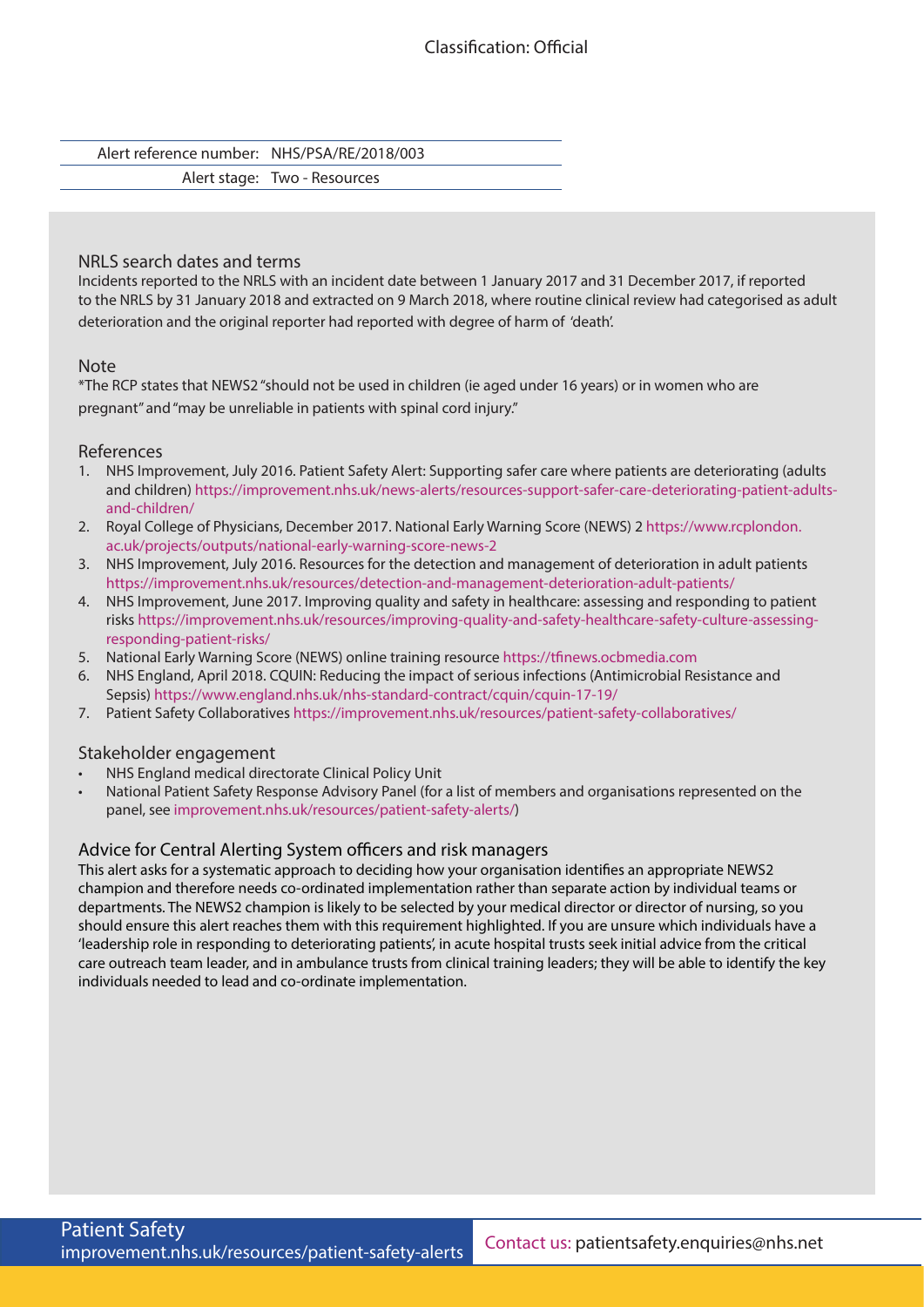Classification: Official

| | |
|---|---|
| Alert reference number: | NHS/PSA/RE/2018/003 |
| Alert stage: | Two - Resources |

## NRLS search dates and terms

Incidents reported to the NRLS with an incident date between 1 January 2017 and 31 December 2017, if reported to the NRLS by 31 January 2018 and extracted on 9 March 2018, where routine clinical review had categorised as adult deterioration and the original reporter had reported with degree of harm of 'death'.

## Note

*The RCP states that NEWS2 "should not be used in children (ie aged under 16 years) or in women who are pregnant" and "may be unreliable in patients with spinal cord injury."

## References

1. NHS Improvement, July 2016. Patient Safety Alert: Supporting safer care where patients are deteriorating (adults and children) https://improvement.nhs.uk/news-alerts/resources-support-safer-care-deteriorating-patient-adults-and-children/
2. Royal College of Physicians, December 2017. National Early Warning Score (NEWS) 2 https://www.rcplondon.ac.uk/projects/outputs/national-early-warning-score-news-2
3. NHS Improvement, July 2016. Resources for the detection and management of deterioration in adult patients https://improvement.nhs.uk/resources/detection-and-management-deterioration-adult-patients/
4. NHS Improvement, June 2017. Improving quality and safety in healthcare: assessing and responding to patient risks https://improvement.nhs.uk/resources/improving-quality-and-safety-healthcare-safety-culture-assessing-responding-patient-risks/
5. National Early Warning Score (NEWS) online training resource https://tfinews.ocbmedia.com
6. NHS England, April 2018. CQUIN: Reducing the impact of serious infections (Antimicrobial Resistance and Sepsis) https://www.england.nhs.uk/nhs-standard-contract/cquin/cquin-17-19/
7. Patient Safety Collaboratives https://improvement.nhs.uk/resources/patient-safety-collaboratives/

## Stakeholder engagement

- NHS England medical directorate Clinical Policy Unit
- National Patient Safety Response Advisory Panel (for a list of members and organisations represented on the panel, see improvement.nhs.uk/resources/patient-safety-alerts/)

## Advice for Central Alerting System officers and risk managers

This alert asks for a systematic approach to deciding how your organisation identifies an appropriate NEWS2 champion and therefore needs co-ordinated implementation rather than separate action by individual teams or departments. The NEWS2 champion is likely to be selected by your medical director or director of nursing, so you should ensure this alert reaches them with this requirement highlighted. If you are unsure which individuals have a 'leadership role in responding to deteriorating patients', in acute hospital trusts seek initial advice from the critical care outreach team leader, and in ambulance trusts from clinical training leaders; they will be able to identify the key individuals needed to lead and co-ordinate implementation.

Patient Safety
improvement.nhs.uk/resources/patient-safety-alerts

Contact us: patientsafety.enquiries@nhs.net